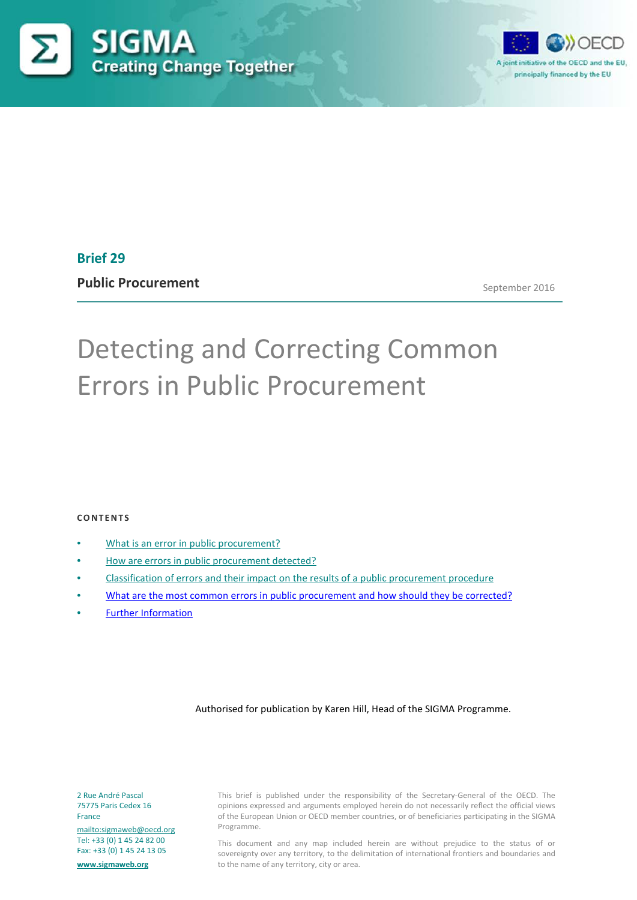SIGMA

Creating Change Together

A joint initiative of the OECD and the EU, principally financed by the EU

**Brief 29**

**Public Procurement**

September 2016

# Detecting and Correcting Common Errors in Public Procurement

**CONTENTS**

- What is an error in public procurement?
- How are errors in public procurement detected?
- Classification of errors and their impact on the results of a public procurement procedure
- What are the most common errors in public procurement and how should they be corrected?
- Further Information

Authorised for publication by Karen Hill, Head of the SIGMA Programme.

2 Rue André Pascal
75775 Paris Cedex 16
France
mailto:sigmaweb@oecd.org
Tel: +33 (0) 1 45 24 82 00
Fax: +33 (0) 1 45 24 13 05
**www.sigmaweb.org**

This brief is published under the responsibility of the Secretary-General of the OECD. The opinions expressed and arguments employed herein do not necessarily reflect the official views of the European Union or OECD member countries, or of beneficiaries participating in the SIGMA Programme.

This document and any map included herein are without prejudice to the status of or sovereignty over any territory, to the delimitation of international frontiers and boundaries and to the name of any territory, city or area.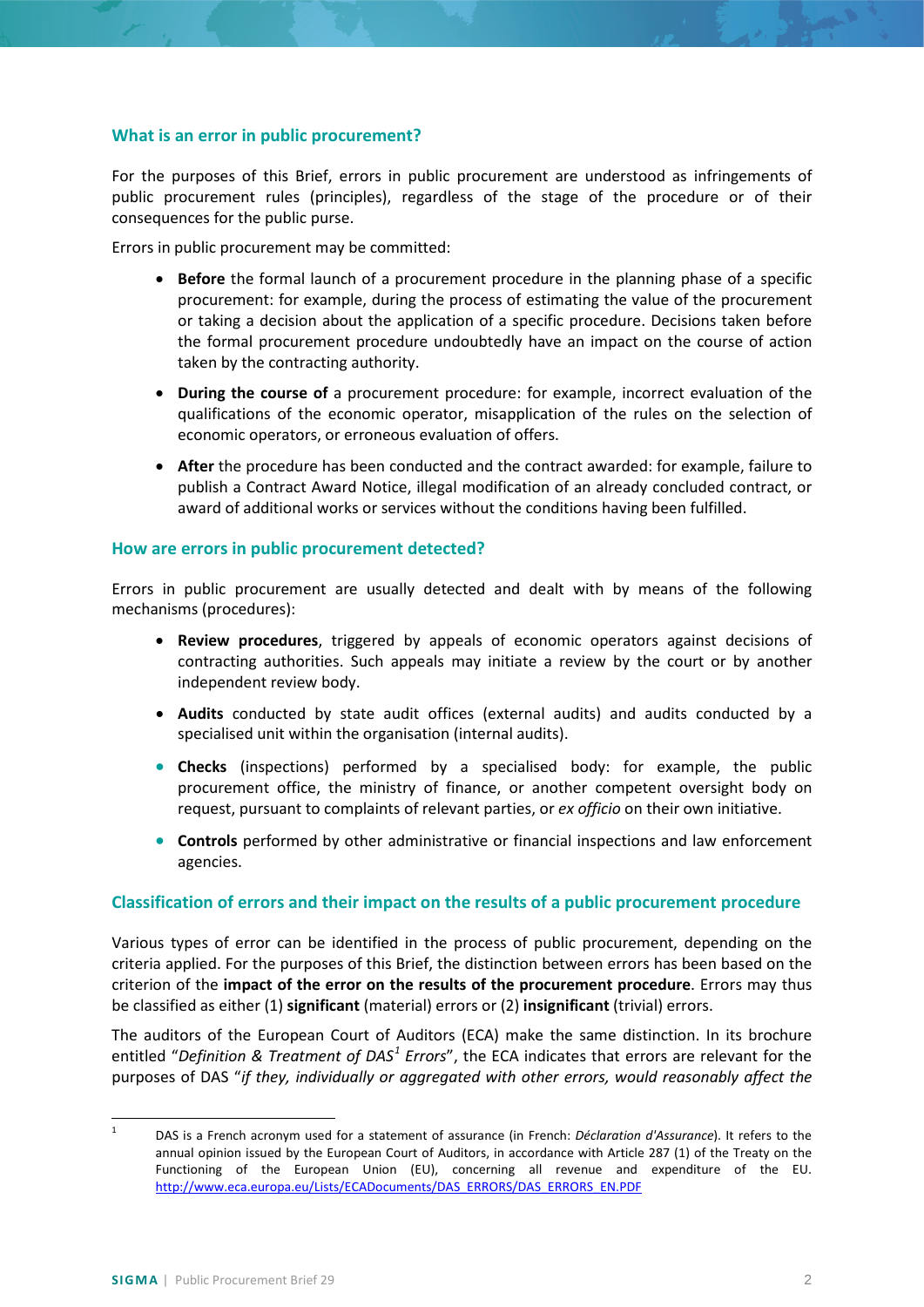## What is an error in public procurement?

For the purposes of this Brief, errors in public procurement are understood as infringements of public procurement rules (principles), regardless of the stage of the procedure or of their consequences for the public purse.

Errors in public procurement may be committed:

- **Before** the formal launch of a procurement procedure in the planning phase of a specific procurement: for example, during the process of estimating the value of the procurement or taking a decision about the application of a specific procedure. Decisions taken before the formal procurement procedure undoubtedly have an impact on the course of action taken by the contracting authority.
- **During the course of** a procurement procedure: for example, incorrect evaluation of the qualifications of the economic operator, misapplication of the rules on the selection of economic operators, or erroneous evaluation of offers.
- **After** the procedure has been conducted and the contract awarded: for example, failure to publish a Contract Award Notice, illegal modification of an already concluded contract, or award of additional works or services without the conditions having been fulfilled.

## How are errors in public procurement detected?

Errors in public procurement are usually detected and dealt with by means of the following mechanisms (procedures):

- **Review procedures**, triggered by appeals of economic operators against decisions of contracting authorities. Such appeals may initiate a review by the court or by another independent review body.
- **Audits** conducted by state audit offices (external audits) and audits conducted by a specialised unit within the organisation (internal audits).
- **Checks** (inspections) performed by a specialised body: for example, the public procurement office, the ministry of finance, or another competent oversight body on request, pursuant to complaints of relevant parties, or *ex officio* on their own initiative.
- **Controls** performed by other administrative or financial inspections and law enforcement agencies.

## Classification of errors and their impact on the results of a public procurement procedure

Various types of error can be identified in the process of public procurement, depending on the criteria applied. For the purposes of this Brief, the distinction between errors has been based on the criterion of the **impact of the error on the results of the procurement procedure**. Errors may thus be classified as either (1) **significant** (material) errors or (2) **insignificant** (trivial) errors.

The auditors of the European Court of Auditors (ECA) make the same distinction. In its brochure entitled "*Definition & Treatment of DAS*[1] *Errors*", the ECA indicates that errors are relevant for the purposes of DAS "*if they, individually or aggregated with other errors, would reasonably affect the*

---

[1] DAS is a French acronym used for a statement of assurance (in French: *Déclaration d'Assurance*). It refers to the annual opinion issued by the European Court of Auditors, in accordance with Article 287 (1) of the Treaty on the Functioning of the European Union (EU), concerning all revenue and expenditure of the EU. http://www.eca.europa.eu/Lists/ECADocuments/DAS_ERRORS/DAS_ERRORS_EN.PDF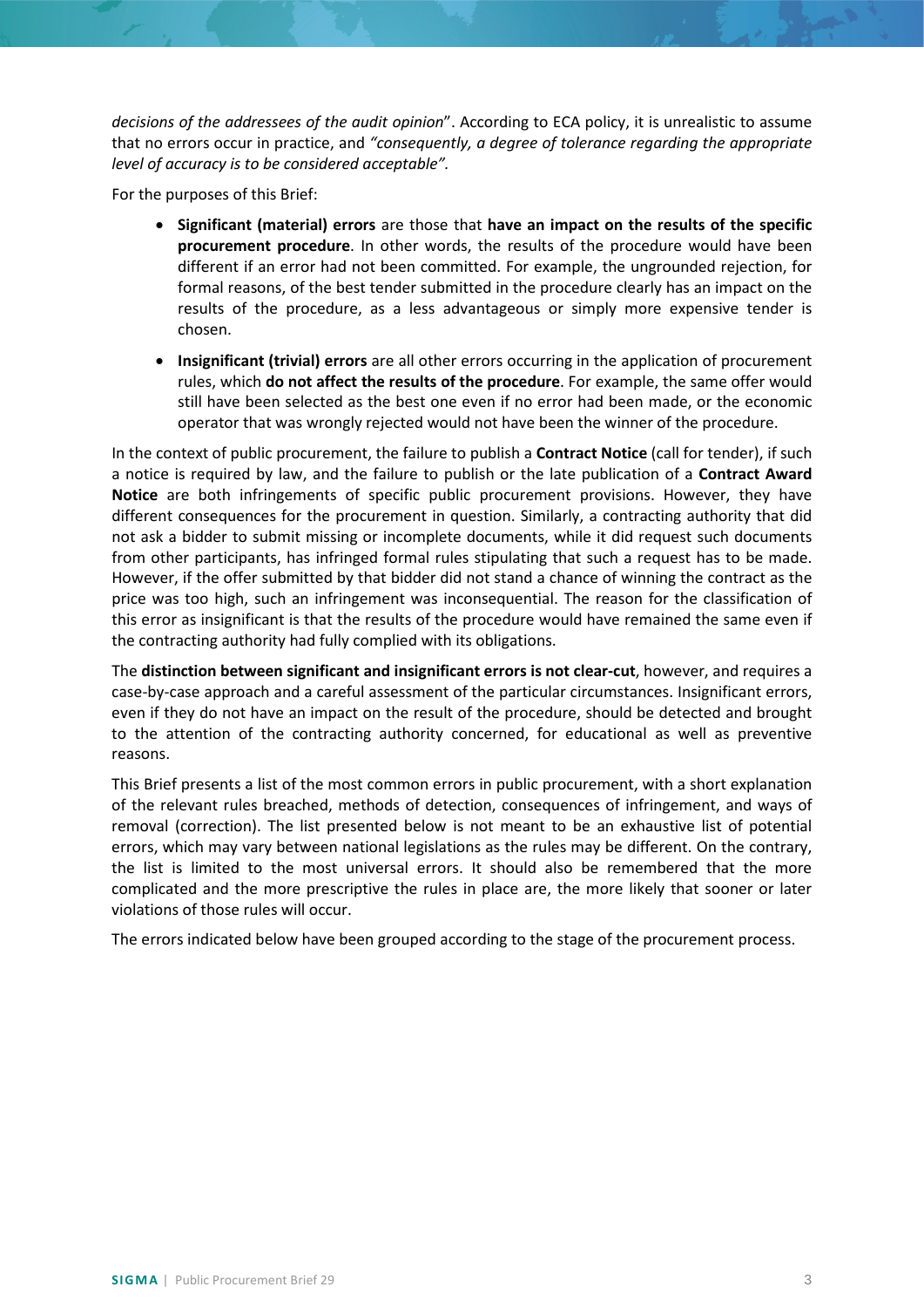*decisions of the addressees of the audit opinion*". According to ECA policy, it is unrealistic to assume that no errors occur in practice, and *"consequently, a degree of tolerance regarding the appropriate level of accuracy is to be considered acceptable".*

For the purposes of this Brief:

- **Significant (material) errors** are those that **have an impact on the results of the specific procurement procedure**. In other words, the results of the procedure would have been different if an error had not been committed. For example, the ungrounded rejection, for formal reasons, of the best tender submitted in the procedure clearly has an impact on the results of the procedure, as a less advantageous or simply more expensive tender is chosen.

- **Insignificant (trivial) errors** are all other errors occurring in the application of procurement rules, which **do not affect the results of the procedure**. For example, the same offer would still have been selected as the best one even if no error had been made, or the economic operator that was wrongly rejected would not have been the winner of the procedure.

In the context of public procurement, the failure to publish a **Contract Notice** (call for tender), if such a notice is required by law, and the failure to publish or the late publication of a **Contract Award Notice** are both infringements of specific public procurement provisions. However, they have different consequences for the procurement in question. Similarly, a contracting authority that did not ask a bidder to submit missing or incomplete documents, while it did request such documents from other participants, has infringed formal rules stipulating that such a request has to be made. However, if the offer submitted by that bidder did not stand a chance of winning the contract as the price was too high, such an infringement was inconsequential. The reason for the classification of this error as insignificant is that the results of the procedure would have remained the same even if the contracting authority had fully complied with its obligations.

The **distinction between significant and insignificant errors is not clear-cut**, however, and requires a case-by-case approach and a careful assessment of the particular circumstances. Insignificant errors, even if they do not have an impact on the result of the procedure, should be detected and brought to the attention of the contracting authority concerned, for educational as well as preventive reasons.

This Brief presents a list of the most common errors in public procurement, with a short explanation of the relevant rules breached, methods of detection, consequences of infringement, and ways of removal (correction). The list presented below is not meant to be an exhaustive list of potential errors, which may vary between national legislations as the rules may be different. On the contrary, the list is limited to the most universal errors. It should also be remembered that the more complicated and the more prescriptive the rules in place are, the more likely that sooner or later violations of those rules will occur.

The errors indicated below have been grouped according to the stage of the procurement process.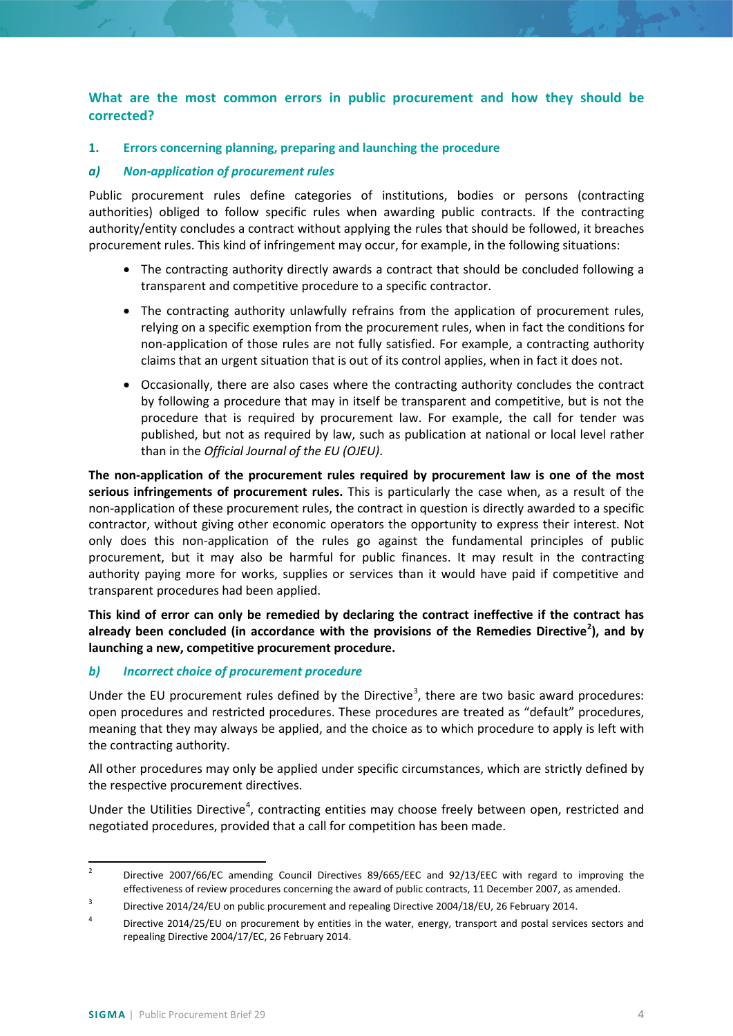## What are the most common errors in public procurement and how they should be corrected?

### 1. Errors concerning planning, preparing and launching the procedure

#### *a) Non-application of procurement rules*

Public procurement rules define categories of institutions, bodies or persons (contracting authorities) obliged to follow specific rules when awarding public contracts. If the contracting authority/entity concludes a contract without applying the rules that should be followed, it breaches procurement rules. This kind of infringement may occur, for example, in the following situations:

- The contracting authority directly awards a contract that should be concluded following a transparent and competitive procedure to a specific contractor.
- The contracting authority unlawfully refrains from the application of procurement rules, relying on a specific exemption from the procurement rules, when in fact the conditions for non-application of those rules are not fully satisfied. For example, a contracting authority claims that an urgent situation that is out of its control applies, when in fact it does not.
- Occasionally, there are also cases where the contracting authority concludes the contract by following a procedure that may in itself be transparent and competitive, but is not the procedure that is required by procurement law. For example, the call for tender was published, but not as required by law, such as publication at national or local level rather than in the *Official Journal of the EU (OJEU)*.

**The non-application of the procurement rules required by procurement law is one of the most serious infringements of procurement rules.** This is particularly the case when, as a result of the non-application of these procurement rules, the contract in question is directly awarded to a specific contractor, without giving other economic operators the opportunity to express their interest. Not only does this non-application of the rules go against the fundamental principles of public procurement, but it may also be harmful for public finances. It may result in the contracting authority paying more for works, supplies or services than it would have paid if competitive and transparent procedures had been applied.

**This kind of error can only be remedied by declaring the contract ineffective if the contract has already been concluded (in accordance with the provisions of the Remedies Directive[2]), and by launching a new, competitive procurement procedure.**

#### *b) Incorrect choice of procurement procedure*

Under the EU procurement rules defined by the Directive[3], there are two basic award procedures: open procedures and restricted procedures. These procedures are treated as "default" procedures, meaning that they may always be applied, and the choice as to which procedure to apply is left with the contracting authority.

All other procedures may only be applied under specific circumstances, which are strictly defined by the respective procurement directives.

Under the Utilities Directive[4], contracting entities may choose freely between open, restricted and negotiated procedures, provided that a call for competition has been made.

---

[2] Directive 2007/66/EC amending Council Directives 89/665/EEC and 92/13/EEC with regard to improving the effectiveness of review procedures concerning the award of public contracts, 11 December 2007, as amended.

[3] Directive 2014/24/EU on public procurement and repealing Directive 2004/18/EU, 26 February 2014.

[4] Directive 2014/25/EU on procurement by entities in the water, energy, transport and postal services sectors and repealing Directive 2004/17/EC, 26 February 2014.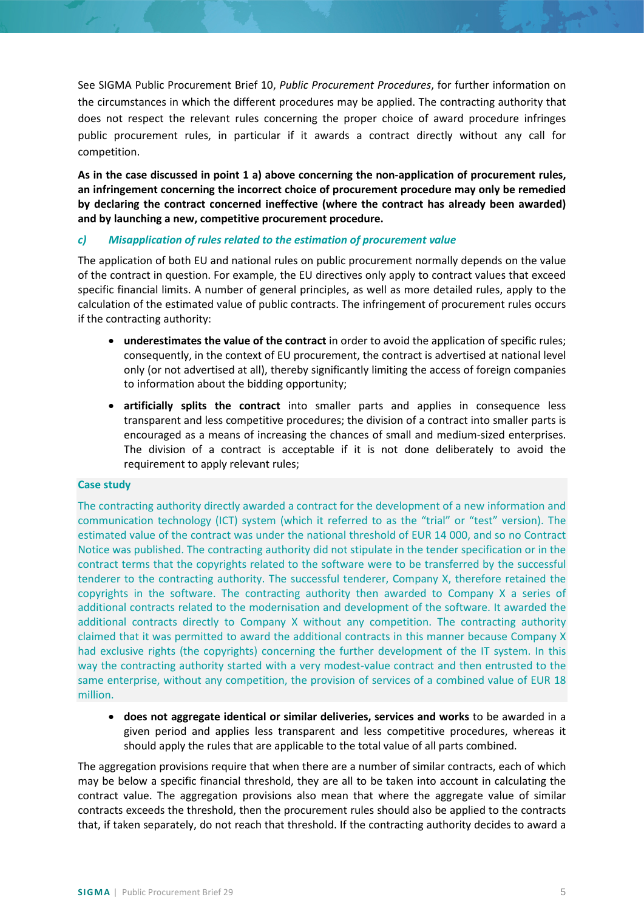See SIGMA Public Procurement Brief 10, *Public Procurement Procedures*, for further information on the circumstances in which the different procedures may be applied. The contracting authority that does not respect the relevant rules concerning the proper choice of award procedure infringes public procurement rules, in particular if it awards a contract directly without any call for competition.

**As in the case discussed in point 1 a) above concerning the non-application of procurement rules, an infringement concerning the incorrect choice of procurement procedure may only be remedied by declaring the contract concerned ineffective (where the contract has already been awarded) and by launching a new, competitive procurement procedure.**

### *c) Misapplication of rules related to the estimation of procurement value*

The application of both EU and national rules on public procurement normally depends on the value of the contract in question. For example, the EU directives only apply to contract values that exceed specific financial limits. A number of general principles, as well as more detailed rules, apply to the calculation of the estimated value of public contracts. The infringement of procurement rules occurs if the contracting authority:

- **underestimates the value of the contract** in order to avoid the application of specific rules; consequently, in the context of EU procurement, the contract is advertised at national level only (or not advertised at all), thereby significantly limiting the access of foreign companies to information about the bidding opportunity;
- **artificially splits the contract** into smaller parts and applies in consequence less transparent and less competitive procedures; the division of a contract into smaller parts is encouraged as a means of increasing the chances of small and medium-sized enterprises. The division of a contract is acceptable if it is not done deliberately to avoid the requirement to apply relevant rules;

**Case study**

The contracting authority directly awarded a contract for the development of a new information and communication technology (ICT) system (which it referred to as the "trial" or "test" version). The estimated value of the contract was under the national threshold of EUR 14 000, and so no Contract Notice was published. The contracting authority did not stipulate in the tender specification or in the contract terms that the copyrights related to the software were to be transferred by the successful tenderer to the contracting authority. The successful tenderer, Company X, therefore retained the copyrights in the software. The contracting authority then awarded to Company X a series of additional contracts related to the modernisation and development of the software. It awarded the additional contracts directly to Company X without any competition. The contracting authority claimed that it was permitted to award the additional contracts in this manner because Company X had exclusive rights (the copyrights) concerning the further development of the IT system. In this way the contracting authority started with a very modest-value contract and then entrusted to the same enterprise, without any competition, the provision of services of a combined value of EUR 18 million.

- **does not aggregate identical or similar deliveries, services and works** to be awarded in a given period and applies less transparent and less competitive procedures, whereas it should apply the rules that are applicable to the total value of all parts combined.

The aggregation provisions require that when there are a number of similar contracts, each of which may be below a specific financial threshold, they are all to be taken into account in calculating the contract value. The aggregation provisions also mean that where the aggregate value of similar contracts exceeds the threshold, then the procurement rules should also be applied to the contracts that, if taken separately, do not reach that threshold. If the contracting authority decides to award a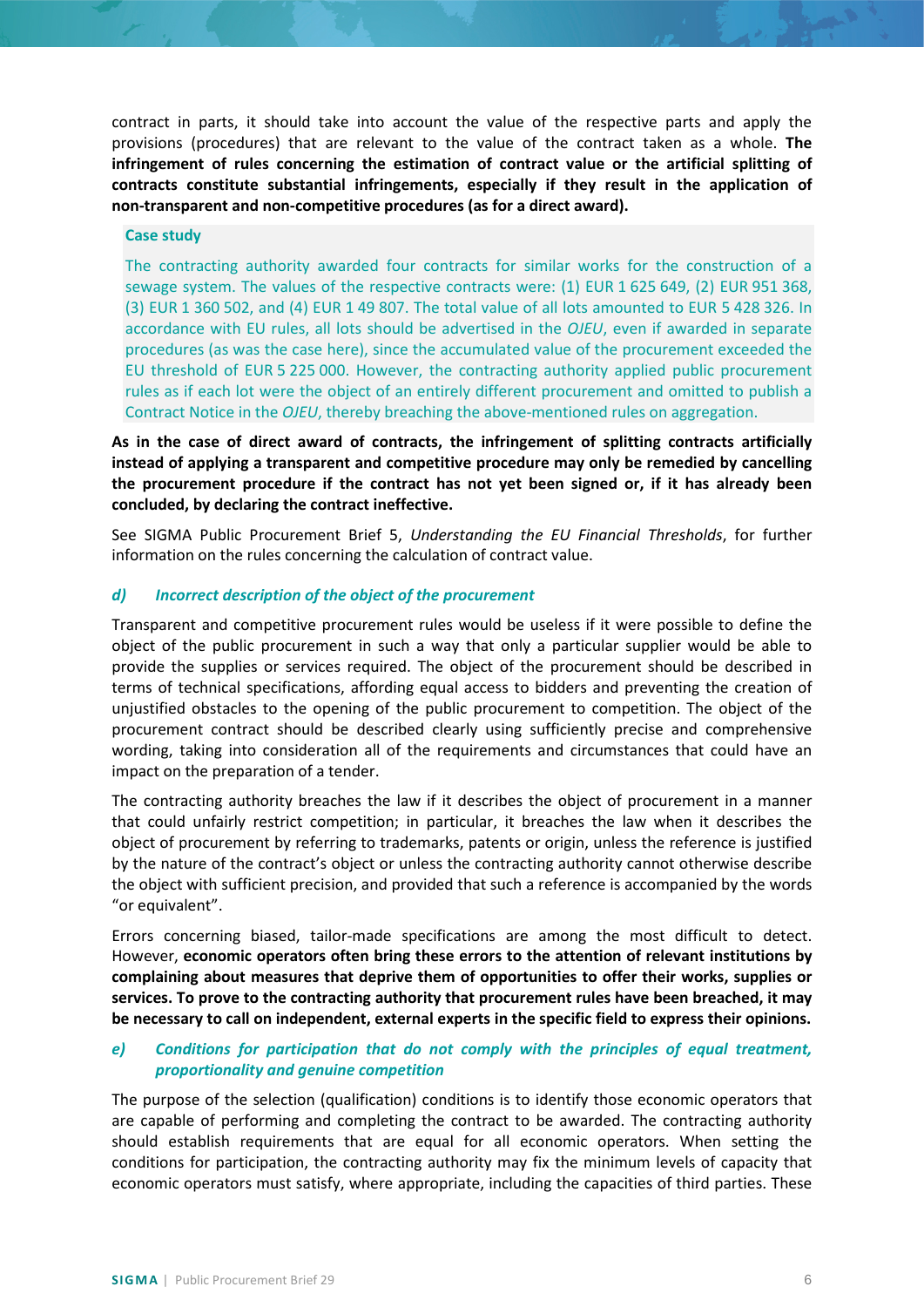contract in parts, it should take into account the value of the respective parts and apply the provisions (procedures) that are relevant to the value of the contract taken as a whole. **The infringement of rules concerning the estimation of contract value or the artificial splitting of contracts constitute substantial infringements, especially if they result in the application of non-transparent and non-competitive procedures (as for a direct award).**

> **Case study**
>
> The contracting authority awarded four contracts for similar works for the construction of a sewage system. The values of the respective contracts were: (1) EUR 1 625 649, (2) EUR 951 368, (3) EUR 1 360 502, and (4) EUR 1 49 807. The total value of all lots amounted to EUR 5 428 326. In accordance with EU rules, all lots should be advertised in the *OJEU*, even if awarded in separate procedures (as was the case here), since the accumulated value of the procurement exceeded the EU threshold of EUR 5 225 000. However, the contracting authority applied public procurement rules as if each lot were the object of an entirely different procurement and omitted to publish a Contract Notice in the *OJEU*, thereby breaching the above-mentioned rules on aggregation.

**As in the case of direct award of contracts, the infringement of splitting contracts artificially instead of applying a transparent and competitive procedure may only be remedied by cancelling the procurement procedure if the contract has not yet been signed or, if it has already been concluded, by declaring the contract ineffective.**

See SIGMA Public Procurement Brief 5, *Understanding the EU Financial Thresholds*, for further information on the rules concerning the calculation of contract value.

### *d) Incorrect description of the object of the procurement*

Transparent and competitive procurement rules would be useless if it were possible to define the object of the public procurement in such a way that only a particular supplier would be able to provide the supplies or services required. The object of the procurement should be described in terms of technical specifications, affording equal access to bidders and preventing the creation of unjustified obstacles to the opening of the public procurement to competition. The object of the procurement contract should be described clearly using sufficiently precise and comprehensive wording, taking into consideration all of the requirements and circumstances that could have an impact on the preparation of a tender.

The contracting authority breaches the law if it describes the object of procurement in a manner that could unfairly restrict competition; in particular, it breaches the law when it describes the object of procurement by referring to trademarks, patents or origin, unless the reference is justified by the nature of the contract's object or unless the contracting authority cannot otherwise describe the object with sufficient precision, and provided that such a reference is accompanied by the words "or equivalent".

Errors concerning biased, tailor-made specifications are among the most difficult to detect. However, **economic operators often bring these errors to the attention of relevant institutions by complaining about measures that deprive them of opportunities to offer their works, supplies or services. To prove to the contracting authority that procurement rules have been breached, it may be necessary to call on independent, external experts in the specific field to express their opinions.**

### *e) Conditions for participation that do not comply with the principles of equal treatment, proportionality and genuine competition*

The purpose of the selection (qualification) conditions is to identify those economic operators that are capable of performing and completing the contract to be awarded. The contracting authority should establish requirements that are equal for all economic operators. When setting the conditions for participation, the contracting authority may fix the minimum levels of capacity that economic operators must satisfy, where appropriate, including the capacities of third parties. These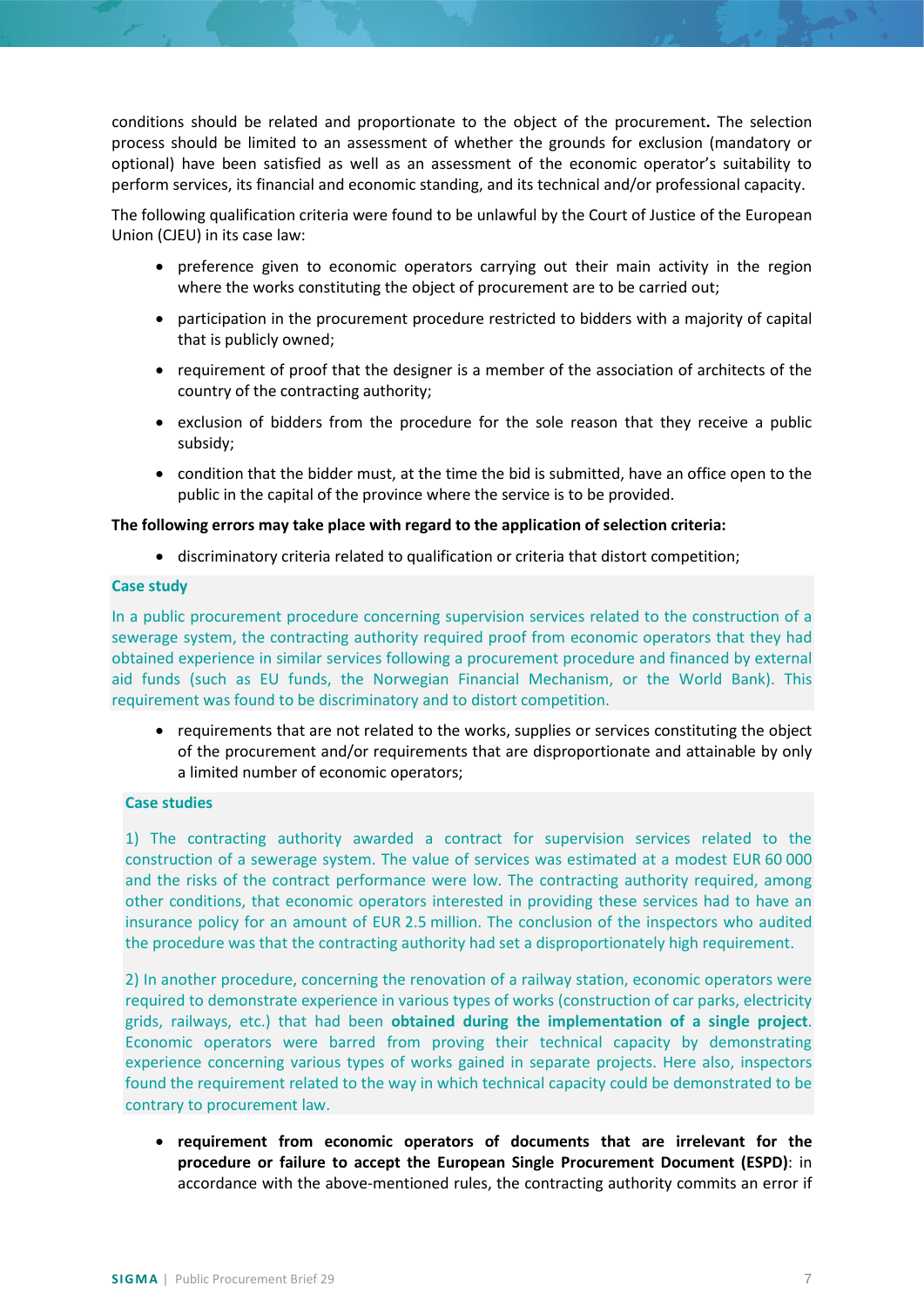conditions should be related and proportionate to the object of the procurement**.** The selection process should be limited to an assessment of whether the grounds for exclusion (mandatory or optional) have been satisfied as well as an assessment of the economic operator's suitability to perform services, its financial and economic standing, and its technical and/or professional capacity.

The following qualification criteria were found to be unlawful by the Court of Justice of the European Union (CJEU) in its case law:

- preference given to economic operators carrying out their main activity in the region where the works constituting the object of procurement are to be carried out;
- participation in the procurement procedure restricted to bidders with a majority of capital that is publicly owned;
- requirement of proof that the designer is a member of the association of architects of the country of the contracting authority;
- exclusion of bidders from the procedure for the sole reason that they receive a public subsidy;
- condition that the bidder must, at the time the bid is submitted, have an office open to the public in the capital of the province where the service is to be provided.

**The following errors may take place with regard to the application of selection criteria:**

- discriminatory criteria related to qualification or criteria that distort competition;

**Case study**

In a public procurement procedure concerning supervision services related to the construction of a sewerage system, the contracting authority required proof from economic operators that they had obtained experience in similar services following a procurement procedure and financed by external aid funds (such as EU funds, the Norwegian Financial Mechanism, or the World Bank). This requirement was found to be discriminatory and to distort competition.

- requirements that are not related to the works, supplies or services constituting the object of the procurement and/or requirements that are disproportionate and attainable by only a limited number of economic operators;

**Case studies**

1) The contracting authority awarded a contract for supervision services related to the construction of a sewerage system. The value of services was estimated at a modest EUR 60 000 and the risks of the contract performance were low. The contracting authority required, among other conditions, that economic operators interested in providing these services had to have an insurance policy for an amount of EUR 2.5 million. The conclusion of the inspectors who audited the procedure was that the contracting authority had set a disproportionately high requirement.

2) In another procedure, concerning the renovation of a railway station, economic operators were required to demonstrate experience in various types of works (construction of car parks, electricity grids, railways, etc.) that had been **obtained during the implementation of a single project**. Economic operators were barred from proving their technical capacity by demonstrating experience concerning various types of works gained in separate projects. Here also, inspectors found the requirement related to the way in which technical capacity could be demonstrated to be contrary to procurement law.

- **requirement from economic operators of documents that are irrelevant for the procedure or failure to accept the European Single Procurement Document (ESPD)**: in accordance with the above-mentioned rules, the contracting authority commits an error if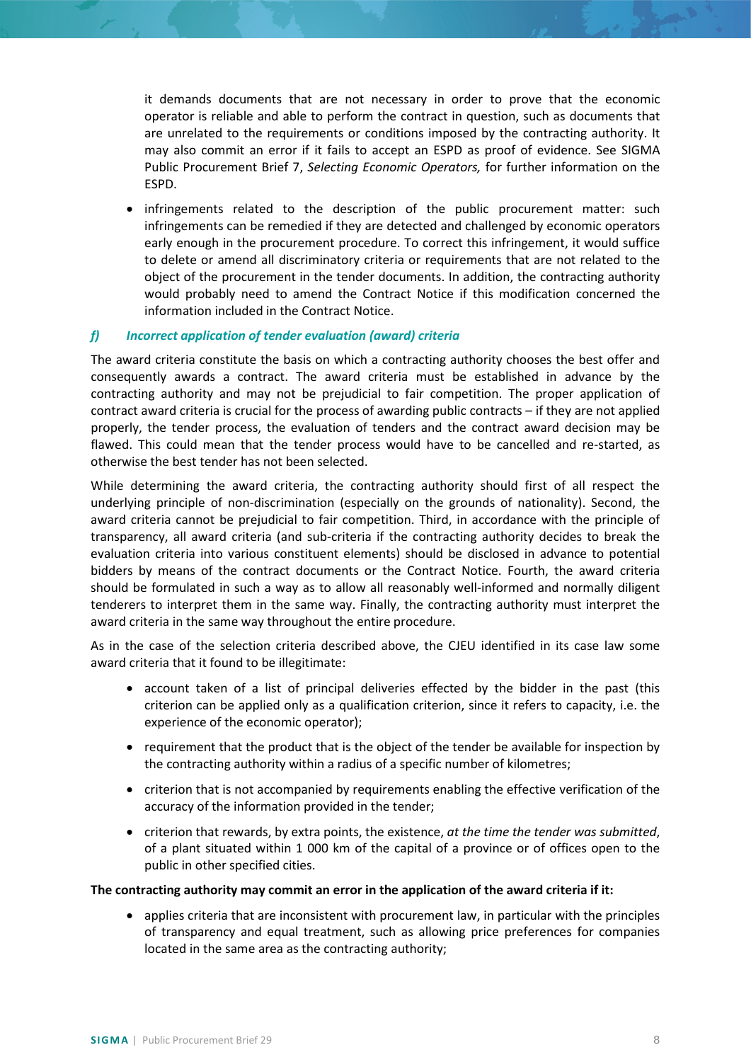it demands documents that are not necessary in order to prove that the economic operator is reliable and able to perform the contract in question, such as documents that are unrelated to the requirements or conditions imposed by the contracting authority. It may also commit an error if it fails to accept an ESPD as proof of evidence. See SIGMA Public Procurement Brief 7, *Selecting Economic Operators,* for further information on the ESPD.

- infringements related to the description of the public procurement matter: such infringements can be remedied if they are detected and challenged by economic operators early enough in the procurement procedure. To correct this infringement, it would suffice to delete or amend all discriminatory criteria or requirements that are not related to the object of the procurement in the tender documents. In addition, the contracting authority would probably need to amend the Contract Notice if this modification concerned the information included in the Contract Notice.

### *f) Incorrect application of tender evaluation (award) criteria*

The award criteria constitute the basis on which a contracting authority chooses the best offer and consequently awards a contract. The award criteria must be established in advance by the contracting authority and may not be prejudicial to fair competition. The proper application of contract award criteria is crucial for the process of awarding public contracts – if they are not applied properly, the tender process, the evaluation of tenders and the contract award decision may be flawed. This could mean that the tender process would have to be cancelled and re-started, as otherwise the best tender has not been selected.

While determining the award criteria, the contracting authority should first of all respect the underlying principle of non-discrimination (especially on the grounds of nationality). Second, the award criteria cannot be prejudicial to fair competition. Third, in accordance with the principle of transparency, all award criteria (and sub-criteria if the contracting authority decides to break the evaluation criteria into various constituent elements) should be disclosed in advance to potential bidders by means of the contract documents or the Contract Notice. Fourth, the award criteria should be formulated in such a way as to allow all reasonably well-informed and normally diligent tenderers to interpret them in the same way. Finally, the contracting authority must interpret the award criteria in the same way throughout the entire procedure.

As in the case of the selection criteria described above, the CJEU identified in its case law some award criteria that it found to be illegitimate:

- account taken of a list of principal deliveries effected by the bidder in the past (this criterion can be applied only as a qualification criterion, since it refers to capacity, i.e. the experience of the economic operator);
- requirement that the product that is the object of the tender be available for inspection by the contracting authority within a radius of a specific number of kilometres;
- criterion that is not accompanied by requirements enabling the effective verification of the accuracy of the information provided in the tender;
- criterion that rewards, by extra points, the existence, *at the time the tender was submitted*, of a plant situated within 1 000 km of the capital of a province or of offices open to the public in other specified cities.

**The contracting authority may commit an error in the application of the award criteria if it:**

- applies criteria that are inconsistent with procurement law, in particular with the principles of transparency and equal treatment, such as allowing price preferences for companies located in the same area as the contracting authority;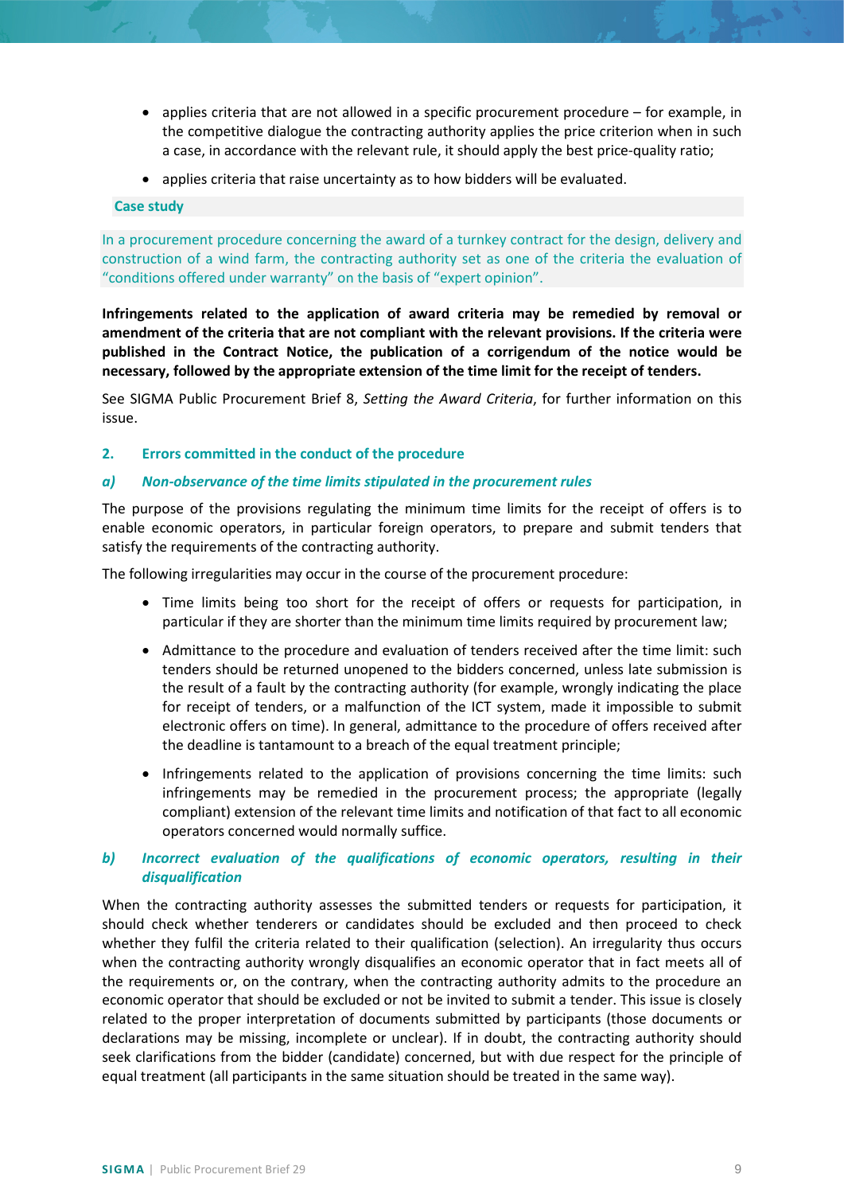- applies criteria that are not allowed in a specific procurement procedure – for example, in the competitive dialogue the contracting authority applies the price criterion when in such a case, in accordance with the relevant rule, it should apply the best price-quality ratio;
- applies criteria that raise uncertainty as to how bidders will be evaluated.

**Case study**

In a procurement procedure concerning the award of a turnkey contract for the design, delivery and construction of a wind farm, the contracting authority set as one of the criteria the evaluation of "conditions offered under warranty" on the basis of "expert opinion".

**Infringements related to the application of award criteria may be remedied by removal or amendment of the criteria that are not compliant with the relevant provisions. If the criteria were published in the Contract Notice, the publication of a corrigendum of the notice would be necessary, followed by the appropriate extension of the time limit for the receipt of tenders.**

See SIGMA Public Procurement Brief 8, *Setting the Award Criteria*, for further information on this issue.

## 2. Errors committed in the conduct of the procedure

### *a) Non-observance of the time limits stipulated in the procurement rules*

The purpose of the provisions regulating the minimum time limits for the receipt of offers is to enable economic operators, in particular foreign operators, to prepare and submit tenders that satisfy the requirements of the contracting authority.

The following irregularities may occur in the course of the procurement procedure:

- Time limits being too short for the receipt of offers or requests for participation, in particular if they are shorter than the minimum time limits required by procurement law;
- Admittance to the procedure and evaluation of tenders received after the time limit: such tenders should be returned unopened to the bidders concerned, unless late submission is the result of a fault by the contracting authority (for example, wrongly indicating the place for receipt of tenders, or a malfunction of the ICT system, made it impossible to submit electronic offers on time). In general, admittance to the procedure of offers received after the deadline is tantamount to a breach of the equal treatment principle;
- Infringements related to the application of provisions concerning the time limits: such infringements may be remedied in the procurement process; the appropriate (legally compliant) extension of the relevant time limits and notification of that fact to all economic operators concerned would normally suffice.

### *b) Incorrect evaluation of the qualifications of economic operators, resulting in their disqualification*

When the contracting authority assesses the submitted tenders or requests for participation, it should check whether tenderers or candidates should be excluded and then proceed to check whether they fulfil the criteria related to their qualification (selection). An irregularity thus occurs when the contracting authority wrongly disqualifies an economic operator that in fact meets all of the requirements or, on the contrary, when the contracting authority admits to the procedure an economic operator that should be excluded or not be invited to submit a tender. This issue is closely related to the proper interpretation of documents submitted by participants (those documents or declarations may be missing, incomplete or unclear). If in doubt, the contracting authority should seek clarifications from the bidder (candidate) concerned, but with due respect for the principle of equal treatment (all participants in the same situation should be treated in the same way).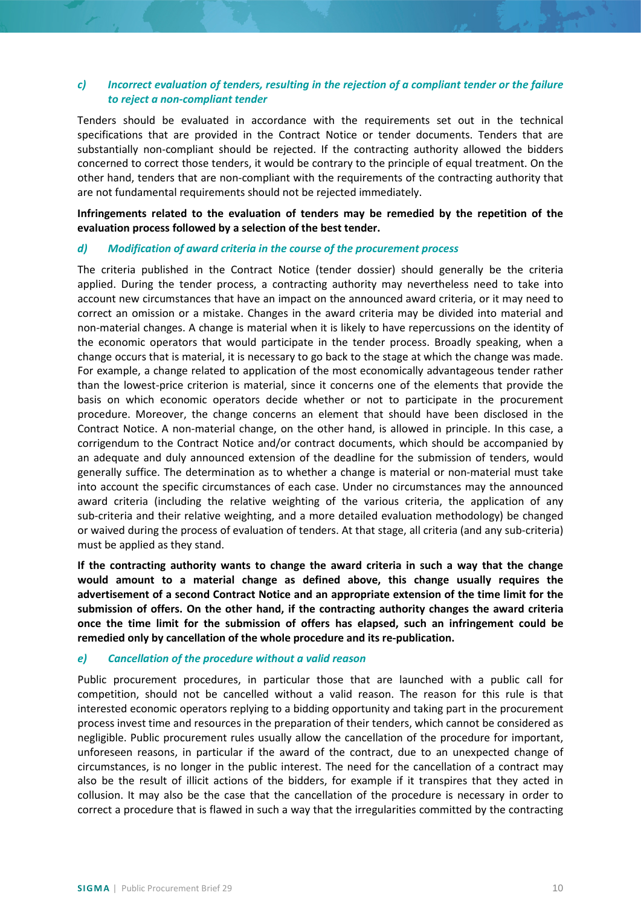### *c) Incorrect evaluation of tenders, resulting in the rejection of a compliant tender or the failure to reject a non-compliant tender*

Tenders should be evaluated in accordance with the requirements set out in the technical specifications that are provided in the Contract Notice or tender documents. Tenders that are substantially non-compliant should be rejected. If the contracting authority allowed the bidders concerned to correct those tenders, it would be contrary to the principle of equal treatment. On the other hand, tenders that are non-compliant with the requirements of the contracting authority that are not fundamental requirements should not be rejected immediately.

**Infringements related to the evaluation of tenders may be remedied by the repetition of the evaluation process followed by a selection of the best tender.**

### *d) Modification of award criteria in the course of the procurement process*

The criteria published in the Contract Notice (tender dossier) should generally be the criteria applied. During the tender process, a contracting authority may nevertheless need to take into account new circumstances that have an impact on the announced award criteria, or it may need to correct an omission or a mistake. Changes in the award criteria may be divided into material and non-material changes. A change is material when it is likely to have repercussions on the identity of the economic operators that would participate in the tender process. Broadly speaking, when a change occurs that is material, it is necessary to go back to the stage at which the change was made. For example, a change related to application of the most economically advantageous tender rather than the lowest-price criterion is material, since it concerns one of the elements that provide the basis on which economic operators decide whether or not to participate in the procurement procedure. Moreover, the change concerns an element that should have been disclosed in the Contract Notice. A non-material change, on the other hand, is allowed in principle. In this case, a corrigendum to the Contract Notice and/or contract documents, which should be accompanied by an adequate and duly announced extension of the deadline for the submission of tenders, would generally suffice. The determination as to whether a change is material or non-material must take into account the specific circumstances of each case. Under no circumstances may the announced award criteria (including the relative weighting of the various criteria, the application of any sub-criteria and their relative weighting, and a more detailed evaluation methodology) be changed or waived during the process of evaluation of tenders. At that stage, all criteria (and any sub-criteria) must be applied as they stand.

**If the contracting authority wants to change the award criteria in such a way that the change would amount to a material change as defined above, this change usually requires the advertisement of a second Contract Notice and an appropriate extension of the time limit for the submission of offers. On the other hand, if the contracting authority changes the award criteria once the time limit for the submission of offers has elapsed, such an infringement could be remedied only by cancellation of the whole procedure and its re-publication.**

### *e) Cancellation of the procedure without a valid reason*

Public procurement procedures, in particular those that are launched with a public call for competition, should not be cancelled without a valid reason. The reason for this rule is that interested economic operators replying to a bidding opportunity and taking part in the procurement process invest time and resources in the preparation of their tenders, which cannot be considered as negligible. Public procurement rules usually allow the cancellation of the procedure for important, unforeseen reasons, in particular if the award of the contract, due to an unexpected change of circumstances, is no longer in the public interest. The need for the cancellation of a contract may also be the result of illicit actions of the bidders, for example if it transpires that they acted in collusion. It may also be the case that the cancellation of the procedure is necessary in order to correct a procedure that is flawed in such a way that the irregularities committed by the contracting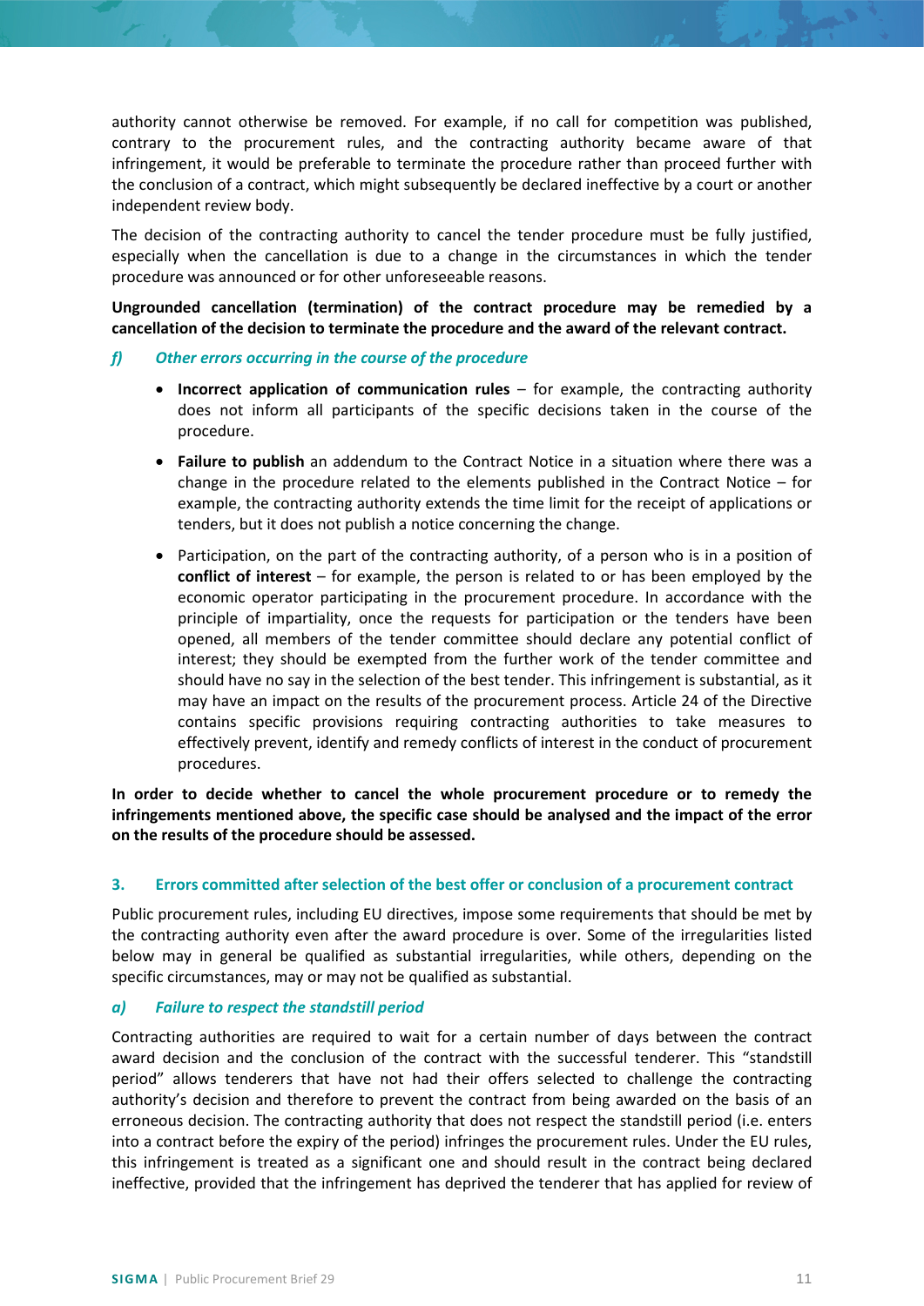authority cannot otherwise be removed. For example, if no call for competition was published, contrary to the procurement rules, and the contracting authority became aware of that infringement, it would be preferable to terminate the procedure rather than proceed further with the conclusion of a contract, which might subsequently be declared ineffective by a court or another independent review body.

The decision of the contracting authority to cancel the tender procedure must be fully justified, especially when the cancellation is due to a change in the circumstances in which the tender procedure was announced or for other unforeseeable reasons.

**Ungrounded cancellation (termination) of the contract procedure may be remedied by a cancellation of the decision to terminate the procedure and the award of the relevant contract.**

#### *f) Other errors occurring in the course of the procedure*

- **Incorrect application of communication rules** – for example, the contracting authority does not inform all participants of the specific decisions taken in the course of the procedure.
- **Failure to publish** an addendum to the Contract Notice in a situation where there was a change in the procedure related to the elements published in the Contract Notice – for example, the contracting authority extends the time limit for the receipt of applications or tenders, but it does not publish a notice concerning the change.
- Participation, on the part of the contracting authority, of a person who is in a position of **conflict of interest** – for example, the person is related to or has been employed by the economic operator participating in the procurement procedure. In accordance with the principle of impartiality, once the requests for participation or the tenders have been opened, all members of the tender committee should declare any potential conflict of interest; they should be exempted from the further work of the tender committee and should have no say in the selection of the best tender. This infringement is substantial, as it may have an impact on the results of the procurement process. Article 24 of the Directive contains specific provisions requiring contracting authorities to take measures to effectively prevent, identify and remedy conflicts of interest in the conduct of procurement procedures.

**In order to decide whether to cancel the whole procurement procedure or to remedy the infringements mentioned above, the specific case should be analysed and the impact of the error on the results of the procedure should be assessed.**

### 3. Errors committed after selection of the best offer or conclusion of a procurement contract

Public procurement rules, including EU directives, impose some requirements that should be met by the contracting authority even after the award procedure is over. Some of the irregularities listed below may in general be qualified as substantial irregularities, while others, depending on the specific circumstances, may or may not be qualified as substantial.

#### *a) Failure to respect the standstill period*

Contracting authorities are required to wait for a certain number of days between the contract award decision and the conclusion of the contract with the successful tenderer. This "standstill period" allows tenderers that have not had their offers selected to challenge the contracting authority's decision and therefore to prevent the contract from being awarded on the basis of an erroneous decision. The contracting authority that does not respect the standstill period (i.e. enters into a contract before the expiry of the period) infringes the procurement rules. Under the EU rules, this infringement is treated as a significant one and should result in the contract being declared ineffective, provided that the infringement has deprived the tenderer that has applied for review of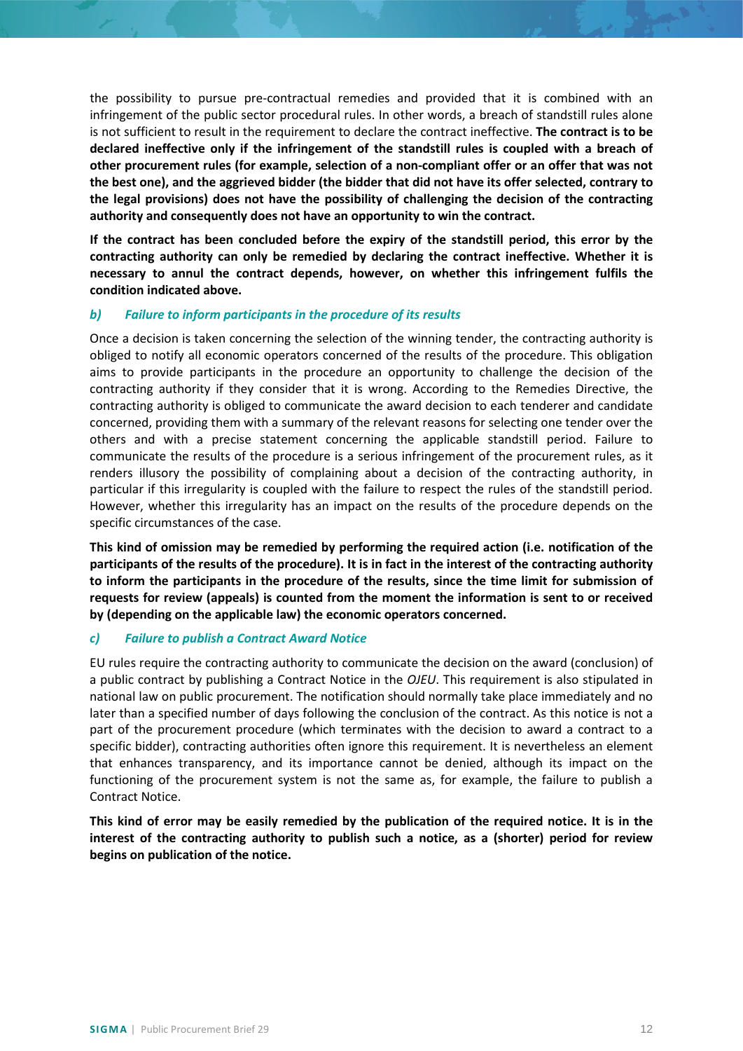the possibility to pursue pre-contractual remedies and provided that it is combined with an infringement of the public sector procedural rules. In other words, a breach of standstill rules alone is not sufficient to result in the requirement to declare the contract ineffective. **The contract is to be declared ineffective only if the infringement of the standstill rules is coupled with a breach of other procurement rules (for example, selection of a non-compliant offer or an offer that was not the best one), and the aggrieved bidder (the bidder that did not have its offer selected, contrary to the legal provisions) does not have the possibility of challenging the decision of the contracting authority and consequently does not have an opportunity to win the contract.**

**If the contract has been concluded before the expiry of the standstill period, this error by the contracting authority can only be remedied by declaring the contract ineffective. Whether it is necessary to annul the contract depends, however, on whether this infringement fulfils the condition indicated above.**

#### *b) Failure to inform participants in the procedure of its results*

Once a decision is taken concerning the selection of the winning tender, the contracting authority is obliged to notify all economic operators concerned of the results of the procedure. This obligation aims to provide participants in the procedure an opportunity to challenge the decision of the contracting authority if they consider that it is wrong. According to the Remedies Directive, the contracting authority is obliged to communicate the award decision to each tenderer and candidate concerned, providing them with a summary of the relevant reasons for selecting one tender over the others and with a precise statement concerning the applicable standstill period. Failure to communicate the results of the procedure is a serious infringement of the procurement rules, as it renders illusory the possibility of complaining about a decision of the contracting authority, in particular if this irregularity is coupled with the failure to respect the rules of the standstill period. However, whether this irregularity has an impact on the results of the procedure depends on the specific circumstances of the case.

**This kind of omission may be remedied by performing the required action (i.e. notification of the participants of the results of the procedure). It is in fact in the interest of the contracting authority to inform the participants in the procedure of the results, since the time limit for submission of requests for review (appeals) is counted from the moment the information is sent to or received by (depending on the applicable law) the economic operators concerned.**

#### *c) Failure to publish a Contract Award Notice*

EU rules require the contracting authority to communicate the decision on the award (conclusion) of a public contract by publishing a Contract Notice in the *OJEU*. This requirement is also stipulated in national law on public procurement. The notification should normally take place immediately and no later than a specified number of days following the conclusion of the contract. As this notice is not a part of the procurement procedure (which terminates with the decision to award a contract to a specific bidder), contracting authorities often ignore this requirement. It is nevertheless an element that enhances transparency, and its importance cannot be denied, although its impact on the functioning of the procurement system is not the same as, for example, the failure to publish a Contract Notice.

**This kind of error may be easily remedied by the publication of the required notice. It is in the interest of the contracting authority to publish such a notice, as a (shorter) period for review begins on publication of the notice.**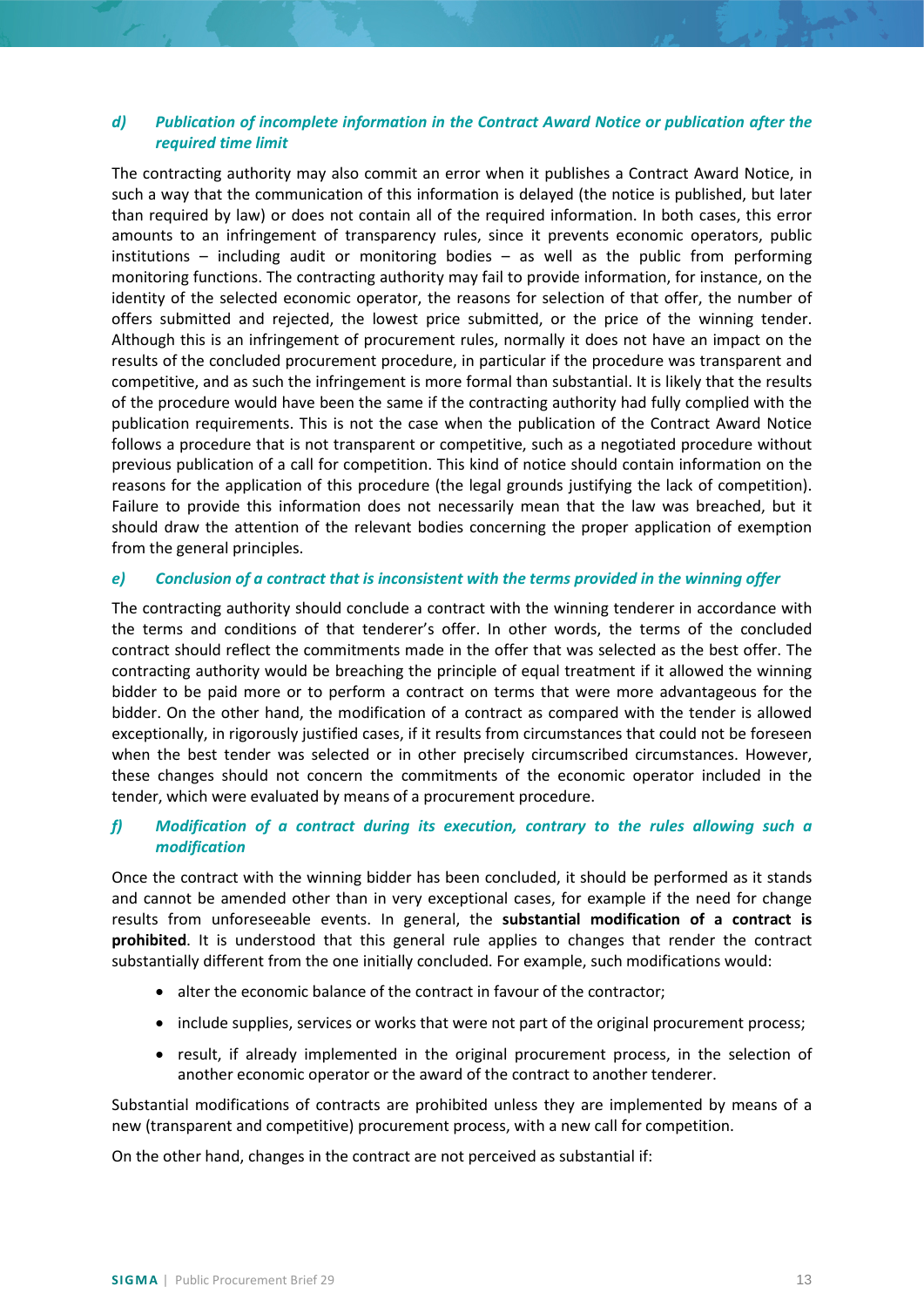#### *d) Publication of incomplete information in the Contract Award Notice or publication after the required time limit*

The contracting authority may also commit an error when it publishes a Contract Award Notice, in such a way that the communication of this information is delayed (the notice is published, but later than required by law) or does not contain all of the required information. In both cases, this error amounts to an infringement of transparency rules, since it prevents economic operators, public institutions – including audit or monitoring bodies – as well as the public from performing monitoring functions. The contracting authority may fail to provide information, for instance, on the identity of the selected economic operator, the reasons for selection of that offer, the number of offers submitted and rejected, the lowest price submitted, or the price of the winning tender. Although this is an infringement of procurement rules, normally it does not have an impact on the results of the concluded procurement procedure, in particular if the procedure was transparent and competitive, and as such the infringement is more formal than substantial. It is likely that the results of the procedure would have been the same if the contracting authority had fully complied with the publication requirements. This is not the case when the publication of the Contract Award Notice follows a procedure that is not transparent or competitive, such as a negotiated procedure without previous publication of a call for competition. This kind of notice should contain information on the reasons for the application of this procedure (the legal grounds justifying the lack of competition). Failure to provide this information does not necessarily mean that the law was breached, but it should draw the attention of the relevant bodies concerning the proper application of exemption from the general principles.

#### *e) Conclusion of a contract that is inconsistent with the terms provided in the winning offer*

The contracting authority should conclude a contract with the winning tenderer in accordance with the terms and conditions of that tenderer's offer. In other words, the terms of the concluded contract should reflect the commitments made in the offer that was selected as the best offer. The contracting authority would be breaching the principle of equal treatment if it allowed the winning bidder to be paid more or to perform a contract on terms that were more advantageous for the bidder. On the other hand, the modification of a contract as compared with the tender is allowed exceptionally, in rigorously justified cases, if it results from circumstances that could not be foreseen when the best tender was selected or in other precisely circumscribed circumstances. However, these changes should not concern the commitments of the economic operator included in the tender, which were evaluated by means of a procurement procedure.

#### *f) Modification of a contract during its execution, contrary to the rules allowing such a modification*

Once the contract with the winning bidder has been concluded, it should be performed as it stands and cannot be amended other than in very exceptional cases, for example if the need for change results from unforeseeable events. In general, the **substantial modification of a contract is prohibited**. It is understood that this general rule applies to changes that render the contract substantially different from the one initially concluded. For example, such modifications would:

- alter the economic balance of the contract in favour of the contractor;
- include supplies, services or works that were not part of the original procurement process;
- result, if already implemented in the original procurement process, in the selection of another economic operator or the award of the contract to another tenderer.

Substantial modifications of contracts are prohibited unless they are implemented by means of a new (transparent and competitive) procurement process, with a new call for competition.

On the other hand, changes in the contract are not perceived as substantial if: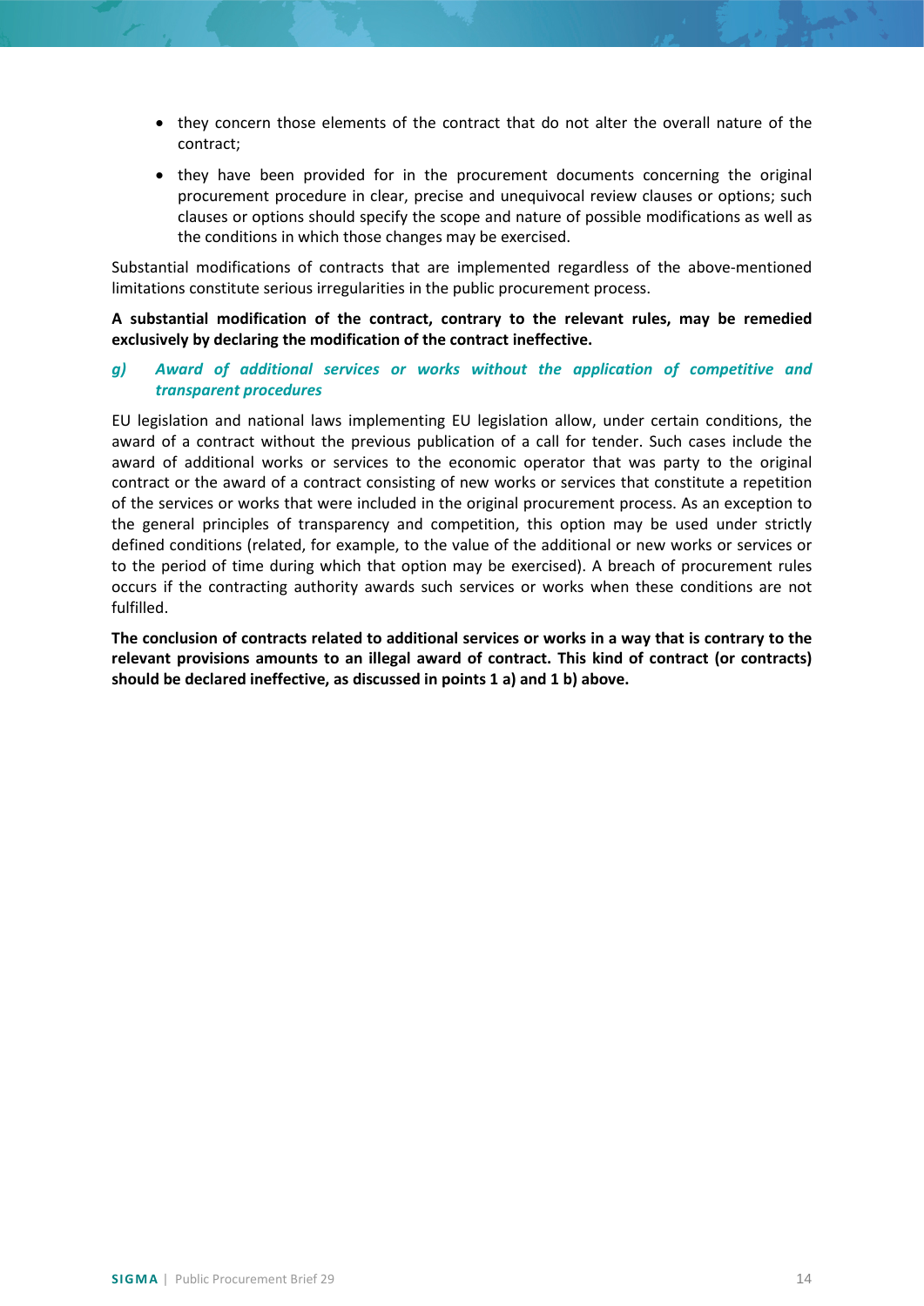- they concern those elements of the contract that do not alter the overall nature of the contract;
- they have been provided for in the procurement documents concerning the original procurement procedure in clear, precise and unequivocal review clauses or options; such clauses or options should specify the scope and nature of possible modifications as well as the conditions in which those changes may be exercised.

Substantial modifications of contracts that are implemented regardless of the above-mentioned limitations constitute serious irregularities in the public procurement process.

**A substantial modification of the contract, contrary to the relevant rules, may be remedied exclusively by declaring the modification of the contract ineffective.**

### *g) Award of additional services or works without the application of competitive and transparent procedures*

EU legislation and national laws implementing EU legislation allow, under certain conditions, the award of a contract without the previous publication of a call for tender. Such cases include the award of additional works or services to the economic operator that was party to the original contract or the award of a contract consisting of new works or services that constitute a repetition of the services or works that were included in the original procurement process. As an exception to the general principles of transparency and competition, this option may be used under strictly defined conditions (related, for example, to the value of the additional or new works or services or to the period of time during which that option may be exercised). A breach of procurement rules occurs if the contracting authority awards such services or works when these conditions are not fulfilled.

**The conclusion of contracts related to additional services or works in a way that is contrary to the relevant provisions amounts to an illegal award of contract. This kind of contract (or contracts) should be declared ineffective, as discussed in points 1 a) and 1 b) above.**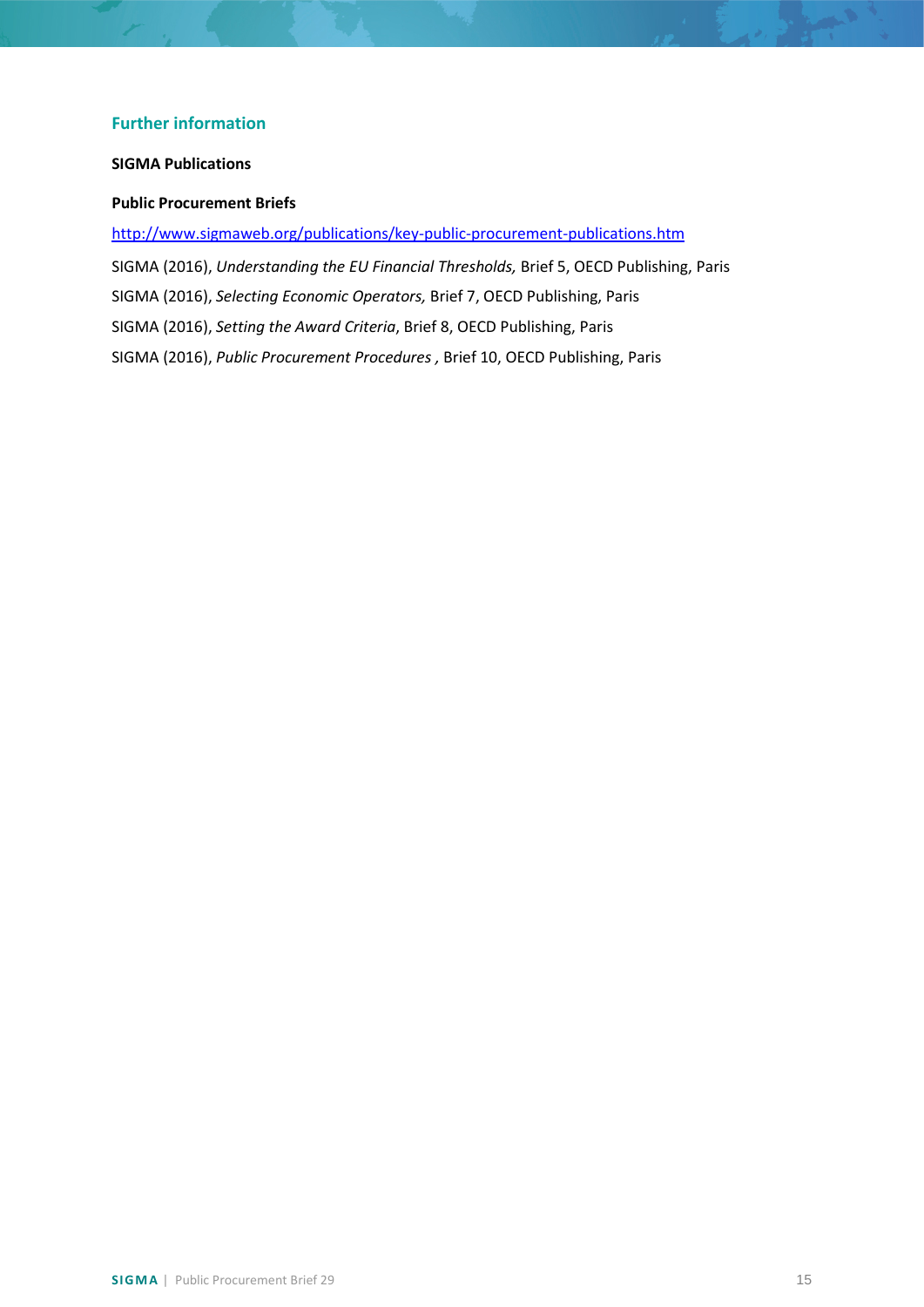## Further information

**SIGMA Publications**

**Public Procurement Briefs**

http://www.sigmaweb.org/publications/key-public-procurement-publications.htm

SIGMA (2016), *Understanding the EU Financial Thresholds,* Brief 5, OECD Publishing, Paris

SIGMA (2016), *Selecting Economic Operators,* Brief 7, OECD Publishing, Paris

SIGMA (2016), *Setting the Award Criteria*, Brief 8, OECD Publishing, Paris

SIGMA (2016), *Public Procurement Procedures ,* Brief 10, OECD Publishing, Paris